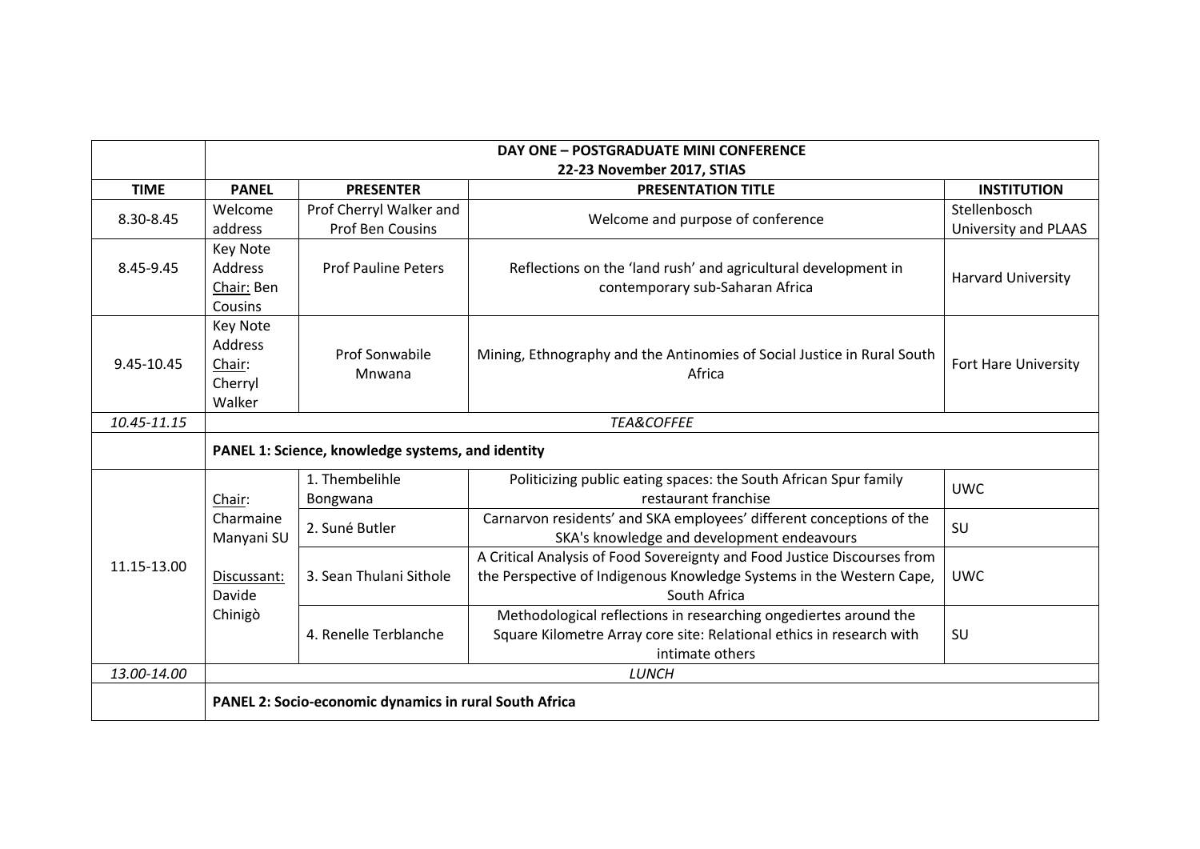| | DAY ONE – POSTGRADUATE MINI CONFERENCE<br>22-23 November 2017, STIAS | | | |
|---|---|---|---|---|
| **TIME** | **PANEL** | **PRESENTER** | **PRESENTATION TITLE** | **INSTITUTION** |
| 8.30-8.45 | Welcome address | Prof Cherryl Walker and Prof Ben Cousins | Welcome and purpose of conference | Stellenbosch University and PLAAS |
| 8.45-9.45 | Key Note Address Chair: Ben Cousins | Prof Pauline Peters | Reflections on the 'land rush' and agricultural development in contemporary sub-Saharan Africa | Harvard University |
| 9.45-10.45 | Key Note Address Chair: Cherryl Walker | Prof Sonwabile Mnwana | Mining, Ethnography and the Antinomies of Social Justice in Rural South Africa | Fort Hare University |
| *10.45-11.15* | *TEA&COFFEE* | | | |
| | **PANEL 1: Science, knowledge systems, and identity** | | | |
| 11.15-13.00 | Chair: Charmaine Manyani SU<br><br>Discussant: Davide Chinigò | 1. Thembelihle Bongwana | Politicizing public eating spaces: the South African Spur family restaurant franchise | UWC |
| | | 2. Suné Butler | Carnarvon residents' and SKA employees' different conceptions of the SKA's knowledge and development endeavours | SU |
| | | 3. Sean Thulani Sithole | A Critical Analysis of Food Sovereignty and Food Justice Discourses from the Perspective of Indigenous Knowledge Systems in the Western Cape, South Africa | UWC |
| | | 4. Renelle Terblanche | Methodological reflections in researching ongediertes around the Square Kilometre Array core site: Relational ethics in research with intimate others | SU |
| *13.00-14.00* | *LUNCH* | | | |
| | **PANEL 2: Socio-economic dynamics in rural South Africa** | | | |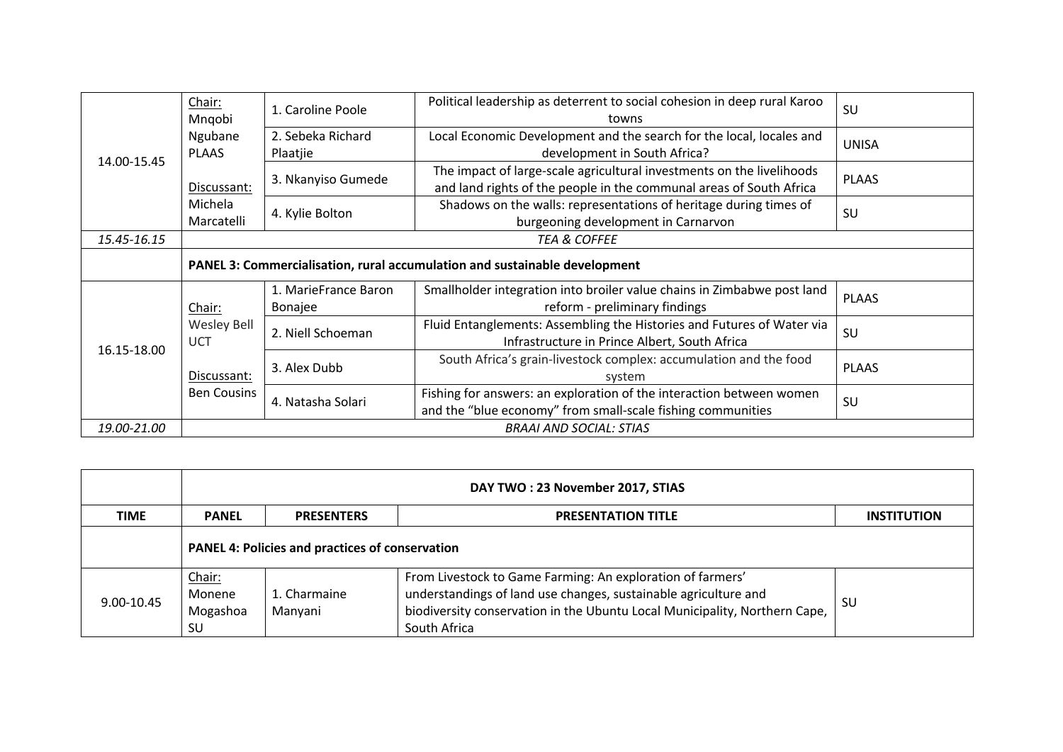| | | | | |
|---|---|---|---|---|
| 14.00-15.45 | Chair: Mnqobi Ngubane PLAAS Discussant: Michela Marcatelli | 1. Caroline Poole | Political leadership as deterrent to social cohesion in deep rural Karoo towns | SU |
| | | 2. Sebeka Richard Plaatjie | Local Economic Development and the search for the local, locales and development in South Africa? | UNISA |
| | | 3. Nkanyiso Gumede | The impact of large-scale agricultural investments on the livelihoods and land rights of the people in the communal areas of South Africa | PLAAS |
| | | 4. Kylie Bolton | Shadows on the walls: representations of heritage during times of burgeoning development in Carnarvon | SU |
| *15.45-16.15* | *TEA & COFFEE* | | | |
| | **PANEL 3: Commercialisation, rural accumulation and sustainable development** | | | |
| 16.15-18.00 | Chair: Wesley Bell UCT Discussant: Ben Cousins | 1. MarieFrance Baron Bonajee | Smallholder integration into broiler value chains in Zimbabwe post land reform - preliminary findings | PLAAS |
| | | 2. Niell Schoeman | Fluid Entanglements: Assembling the Histories and Futures of Water via Infrastructure in Prince Albert, South Africa | SU |
| | | 3. Alex Dubb | South Africa's grain-livestock complex: accumulation and the food system | PLAAS |
| | | 4. Natasha Solari | Fishing for answers: an exploration of the interaction between women and the "blue economy" from small-scale fishing communities | SU |
| *19.00-21.00* | *BRAAI AND SOCIAL: STIAS* | | | |

| | **DAY TWO : 23 November 2017, STIAS** | | | |
|---|---|---|---|---|
| **TIME** | **PANEL** | **PRESENTERS** | **PRESENTATION TITLE** | **INSTITUTION** |
| | **PANEL 4: Policies and practices of conservation** | | | |
| 9.00-10.45 | Chair: Monene Mogashoa SU | 1. Charmaine Manyani | From Livestock to Game Farming: An exploration of farmers' understandings of land use changes, sustainable agriculture and biodiversity conservation in the Ubuntu Local Municipality, Northern Cape, South Africa | SU |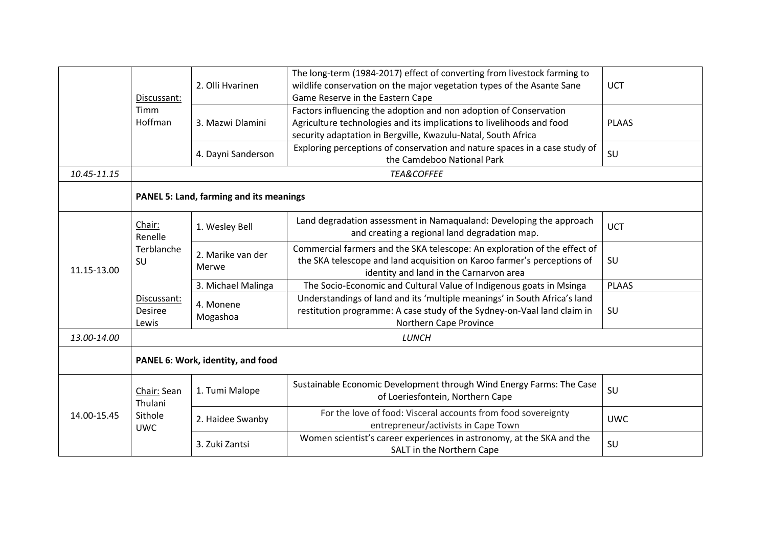| | | | | |
|---|---|---|---|---|
| | Discussant: Timm Hoffman | 2. Olli Hvarinen | The long-term (1984-2017) effect of converting from livestock farming to wildlife conservation on the major vegetation types of the Asante Sane Game Reserve in the Eastern Cape | UCT |
| | | 3. Mazwi Dlamini | Factors influencing the adoption and non adoption of Conservation Agriculture technologies and its implications to livelihoods and food security adaptation in Bergville, Kwazulu-Natal, South Africa | PLAAS |
| | | 4. Dayni Sanderson | Exploring perceptions of conservation and nature spaces in a case study of the Camdeboo National Park | SU |
| *10.45-11.15* | *TEA&COFFEE* | | | |
| | **PANEL 5: Land, farming and its meanings** | | | |
| 11.15-13.00 | Chair: Renelle Terblanche SU | 1. Wesley Bell | Land degradation assessment in Namaqualand: Developing the approach and creating a regional land degradation map. | UCT |
| | | 2. Marike van der Merwe | Commercial farmers and the SKA telescope: An exploration of the effect of the SKA telescope and land acquisition on Karoo farmer's perceptions of identity and land in the Carnarvon area | SU |
| | | 3. Michael Malinga | The Socio-Economic and Cultural Value of Indigenous goats in Msinga | PLAAS |
| | Discussant: Desiree Lewis | 4. Monene Mogashoa | Understandings of land and its 'multiple meanings' in South Africa's land restitution programme: A case study of the Sydney-on-Vaal land claim in Northern Cape Province | SU |
| *13.00-14.00* | *LUNCH* | | | |
| | **PANEL 6: Work, identity, and food** | | | |
| 14.00-15.45 | Chair: Sean Thulani Sithole UWC | 1. Tumi Malope | Sustainable Economic Development through Wind Energy Farms: The Case of Loeriesfontein, Northern Cape | SU |
| | | 2. Haidee Swanby | For the love of food: Visceral accounts from food sovereignty entrepreneur/activists in Cape Town | UWC |
| | | 3. Zuki Zantsi | Women scientist's career experiences in astronomy, at the SKA and the SALT in the Northern Cape | SU |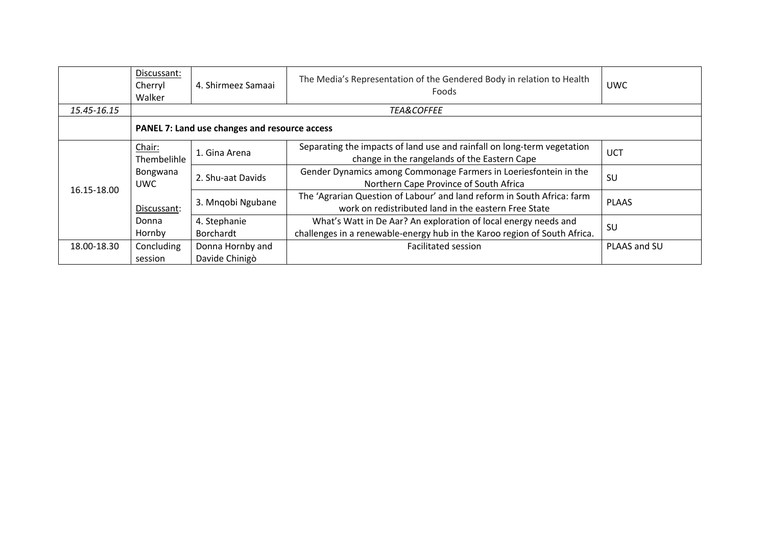| | | | | |
|---|---|---|---|---|
| | Discussant: Cherryl Walker | 4. Shirmeez Samaai | The Media's Representation of the Gendered Body in relation to Health Foods | UWC |
| *15.45-16.15* | *TEA&COFFEE* | | | |
| | **PANEL 7: Land use changes and resource access** | | | |
| 16.15-18.00 | Chair: Thembelihle Bongwana UWC | 1. Gina Arena | Separating the impacts of land use and rainfall on long-term vegetation change in the rangelands of the Eastern Cape | UCT |
| | | 2. Shu-aat Davids | Gender Dynamics among Commonage Farmers in Loeriesfontein in the Northern Cape Province of South Africa | SU |
| | Discussant: Donna Hornby | 3. Mnqobi Ngubane | The 'Agrarian Question of Labour' and land reform in South Africa: farm work on redistributed land in the eastern Free State | PLAAS |
| | | 4. Stephanie Borchardt | What's Watt in De Aar? An exploration of local energy needs and challenges in a renewable-energy hub in the Karoo region of South Africa. | SU |
| 18.00-18.30 | Concluding session | Donna Hornby and Davide Chinigò | Facilitated session | PLAAS and SU |